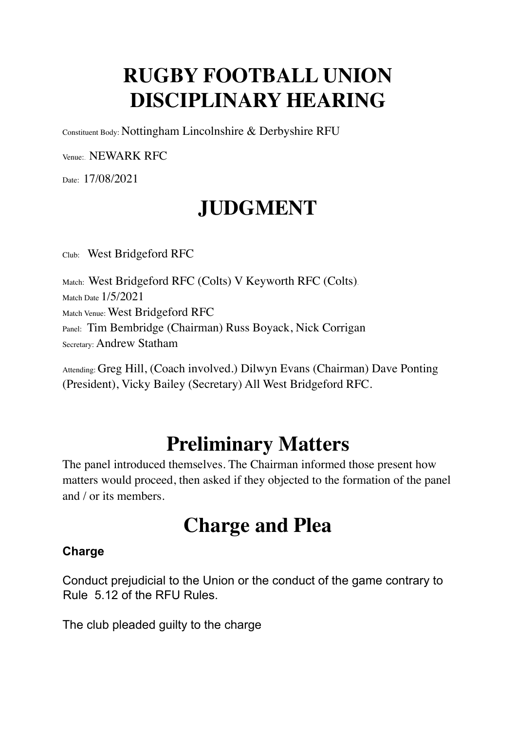# RUGBY FOOTBALL UNION DISCIPLINARY HEARING

Constituent Body: Nottingham Lincolnshire & Derbyshire RFU

Venue:. NEWARK RFC

Date: 17/08/2021

# JUDGMENT

Club: West Bridgeford RFC

Match: West Bridgeford RFC (Colts) V Keyworth RFC (Colts).
Match Date 1/5/2021
Match Venue: West Bridgeford RFC
Panel: Tim Bembridge (Chairman) Russ Boyack, Nick Corrigan
Secretary: Andrew Statham

Attending: Greg Hill, (Coach involved.) Dilwyn Evans (Chairman) Dave Ponting (President), Vicky Bailey (Secretary) All West Bridgeford RFC.

# Preliminary Matters

The panel introduced themselves. The Chairman informed those present how matters would proceed, then asked if they objected to the formation of the panel and / or its members.

# Charge and Plea

**Charge**

Conduct prejudicial to the Union or the conduct of the game contrary to Rule 5.12 of the RFU Rules.

The club pleaded guilty to the charge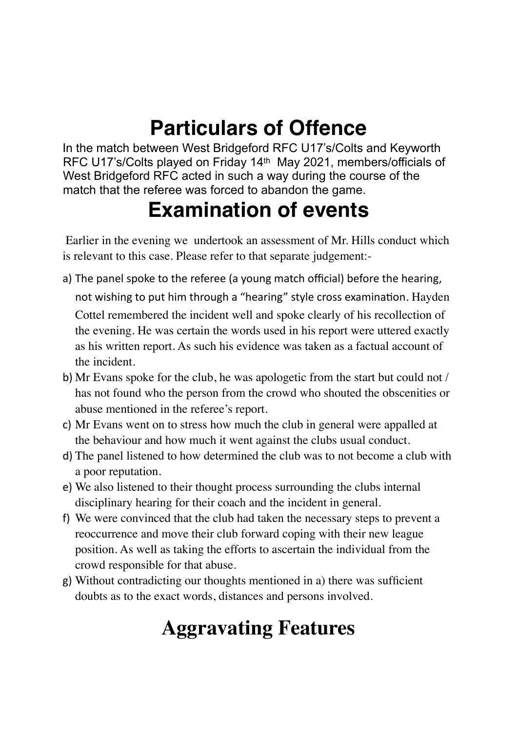# Particulars of Offence

In the match between West Bridgeford RFC U17's/Colts and Keyworth RFC U17's/Colts played on Friday 14th May 2021, members/officials of West Bridgeford RFC acted in such a way during the course of the match that the referee was forced to abandon the game.

# Examination of events

Earlier in the evening we undertook an assessment of Mr. Hills conduct which is relevant to this case. Please refer to that separate judgement:-

a) The panel spoke to the referee (a young match official) before the hearing, not wishing to put him through a "hearing" style cross examination. Hayden Cottel remembered the incident well and spoke clearly of his recollection of the evening. He was certain the words used in his report were uttered exactly as his written report. As such his evidence was taken as a factual account of the incident.
b) Mr Evans spoke for the club, he was apologetic from the start but could not / has not found who the person from the crowd who shouted the obscenities or abuse mentioned in the referee's report.
c) Mr Evans went on to stress how much the club in general were appalled at the behaviour and how much it went against the clubs usual conduct.
d) The panel listened to how determined the club was to not become a club with a poor reputation.
e) We also listened to their thought process surrounding the clubs internal disciplinary hearing for their coach and the incident in general.
f) We were convinced that the club had taken the necessary steps to prevent a reoccurrence and move their club forward coping with their new league position. As well as taking the efforts to ascertain the individual from the crowd responsible for that abuse.
g) Without contradicting our thoughts mentioned in a) there was sufficient doubts as to the exact words, distances and persons involved.

# Aggravating Features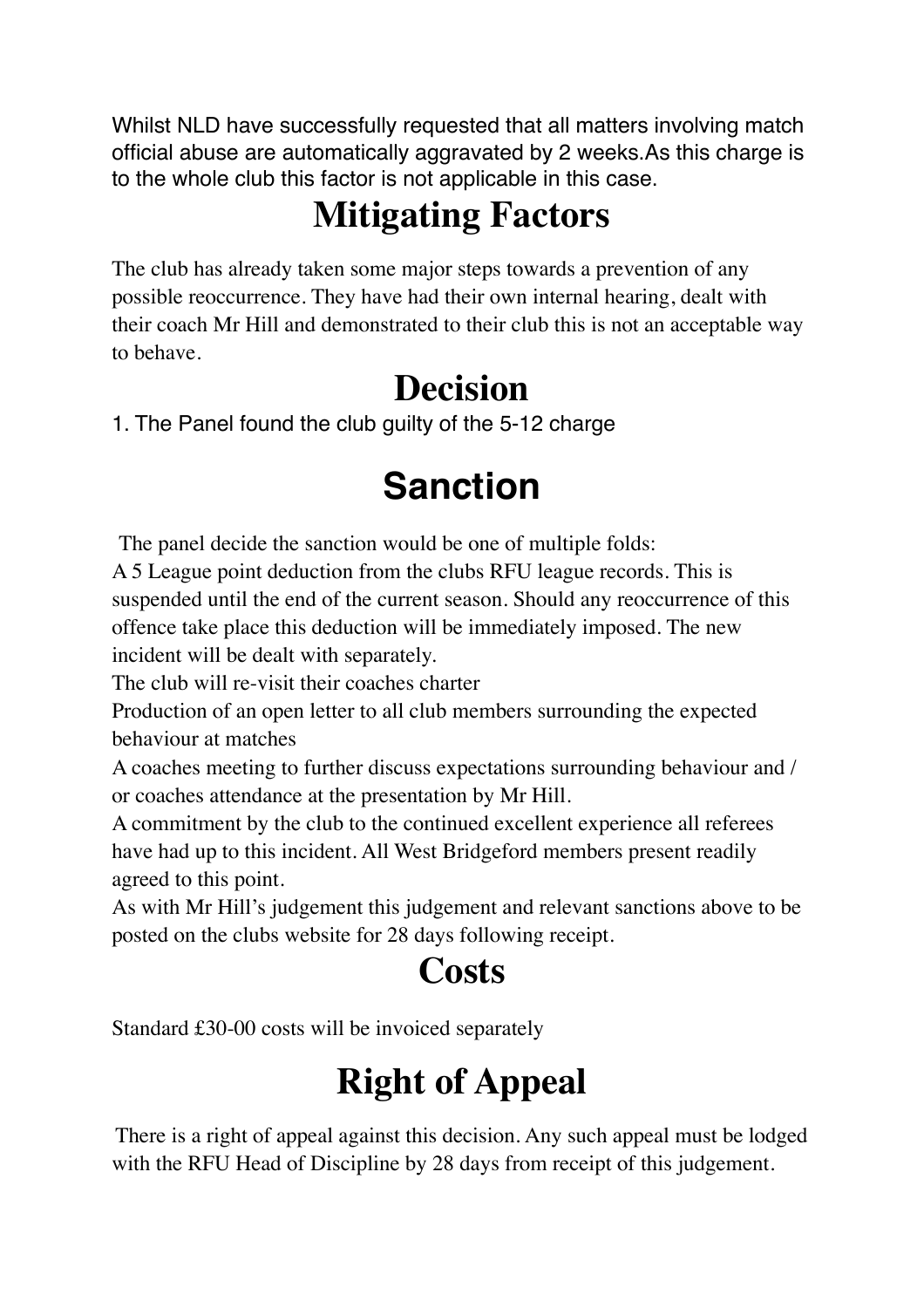Whilst NLD have successfully requested that all matters involving match official abuse are automatically aggravated by 2 weeks.As this charge is to the whole club this factor is not applicable in this case.

# Mitigating Factors

The club has already taken some major steps towards a prevention of any possible reoccurrence. They have had their own internal hearing, dealt with their coach Mr Hill and demonstrated to their club this is not an acceptable way to behave.

# Decision

1. The Panel found the club guilty of the 5-12 charge

# Sanction

The panel decide the sanction would be one of multiple folds:
A 5 League point deduction from the clubs RFU league records. This is suspended until the end of the current season. Should any reoccurrence of this offence take place this deduction will be immediately imposed. The new incident will be dealt with separately.
The club will re-visit their coaches charter
Production of an open letter to all club members surrounding the expected behaviour at matches
A coaches meeting to further discuss expectations surrounding behaviour and / or coaches attendance at the presentation by Mr Hill.
A commitment by the club to the continued excellent experience all referees have had up to this incident. All West Bridgeford members present readily agreed to this point.
As with Mr Hill's judgement this judgement and relevant sanctions above to be posted on the clubs website for 28 days following receipt.

# Costs

Standard £30-00 costs will be invoiced separately

# Right of Appeal

There is a right of appeal against this decision. Any such appeal must be lodged with the RFU Head of Discipline by 28 days from receipt of this judgement.